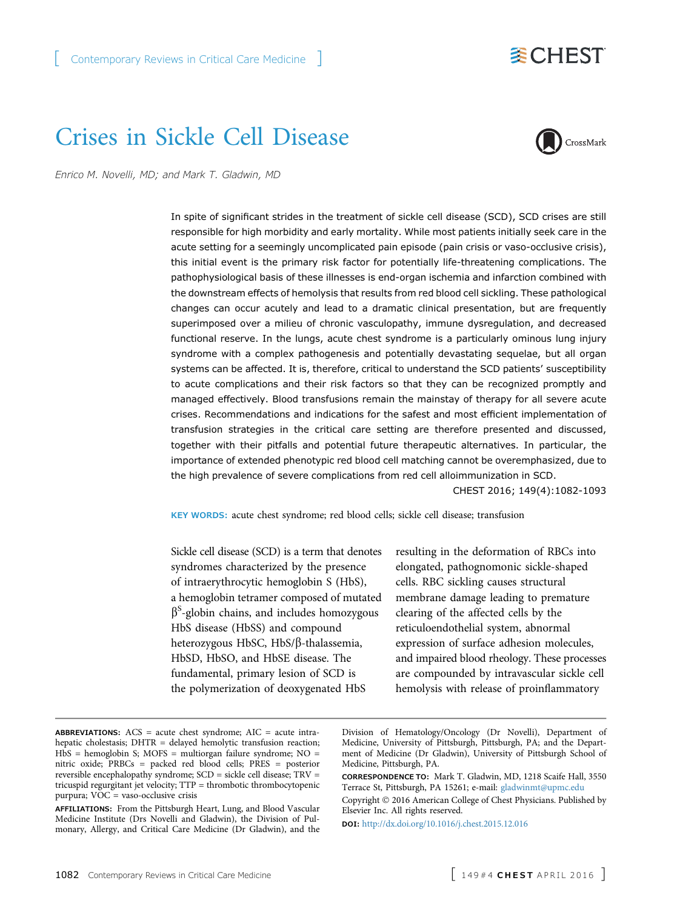Contemporary Reviews in Critical Care Medicine

# Crises in Sickle Cell Disease

*Enrico M. Novelli, MD; and Mark T. Gladwin, MD*

In spite of significant strides in the treatment of sickle cell disease (SCD), SCD crises are still responsible for high morbidity and early mortality. While most patients initially seek care in the acute setting for a seemingly uncomplicated pain episode (pain crisis or vaso-occlusive crisis), this initial event is the primary risk factor for potentially life-threatening complications. The pathophysiological basis of these illnesses is end-organ ischemia and infarction combined with the downstream effects of hemolysis that results from red blood cell sickling. These pathological changes can occur acutely and lead to a dramatic clinical presentation, but are frequently superimposed over a milieu of chronic vasculopathy, immune dysregulation, and decreased functional reserve. In the lungs, acute chest syndrome is a particularly ominous lung injury syndrome with a complex pathogenesis and potentially devastating sequelae, but all organ systems can be affected. It is, therefore, critical to understand the SCD patients' susceptibility to acute complications and their risk factors so that they can be recognized promptly and managed effectively. Blood transfusions remain the mainstay of therapy for all severe acute crises. Recommendations and indications for the safest and most efficient implementation of transfusion strategies in the critical care setting are therefore presented and discussed, together with their pitfalls and potential future therapeutic alternatives. In particular, the importance of extended phenotypic red blood cell matching cannot be overemphasized, due to the high prevalence of severe complications from red cell alloimmunization in SCD.

CHEST 2016; 149(4):1082-1093

**KEY WORDS:** acute chest syndrome; red blood cells; sickle cell disease; transfusion

Sickle cell disease (SCD) is a term that denotes syndromes characterized by the presence of intraerythrocytic hemoglobin S (HbS), a hemoglobin tetramer composed of mutated $\beta^S$-globin chains, and includes homozygous HbS disease (HbSS) and compound heterozygous HbSC, HbS/β-thalassemia, HbSD, HbSO, and HbSE disease. The fundamental, primary lesion of SCD is the polymerization of deoxygenated HbS resulting in the deformation of RBCs into elongated, pathognomonic sickle-shaped cells. RBC sickling causes structural membrane damage leading to premature clearing of the affected cells by the reticuloendothelial system, abnormal expression of surface adhesion molecules, and impaired blood rheology. These processes are compounded by intravascular sickle cell hemolysis with release of proinflammatory

**ABBREVIATIONS:** ACS = acute chest syndrome; AIC = acute intrahepatic cholestasis; DHTR = delayed hemolytic transfusion reaction; HbS = hemoglobin S; MOFS = multiorgan failure syndrome; NO = nitric oxide; PRBCs = packed red blood cells; PRES = posterior reversible encephalopathy syndrome; SCD = sickle cell disease; TRV = tricuspid regurgitant jet velocity; TTP = thrombotic thrombocytopenic purpura; VOC = vaso-occlusive crisis

**AFFILIATIONS:** From the Pittsburgh Heart, Lung, and Blood Vascular Medicine Institute (Drs Novelli and Gladwin), the Division of Pulmonary, Allergy, and Critical Care Medicine (Dr Gladwin), and the Division of Hematology/Oncology (Dr Novelli), Department of Medicine, University of Pittsburgh, Pittsburgh, PA; and the Department of Medicine (Dr Gladwin), University of Pittsburgh School of Medicine, Pittsburgh, PA.

**CORRESPONDENCE TO:** Mark T. Gladwin, MD, 1218 Scaife Hall, 3550 Terrace St, Pittsburgh, PA 15261; e-mail: gladwinmt@upmc.edu

Copyright © 2016 American College of Chest Physicians. Published by Elsevier Inc. All rights reserved.

**DOI:** http://dx.doi.org/10.1016/j.chest.2015.12.016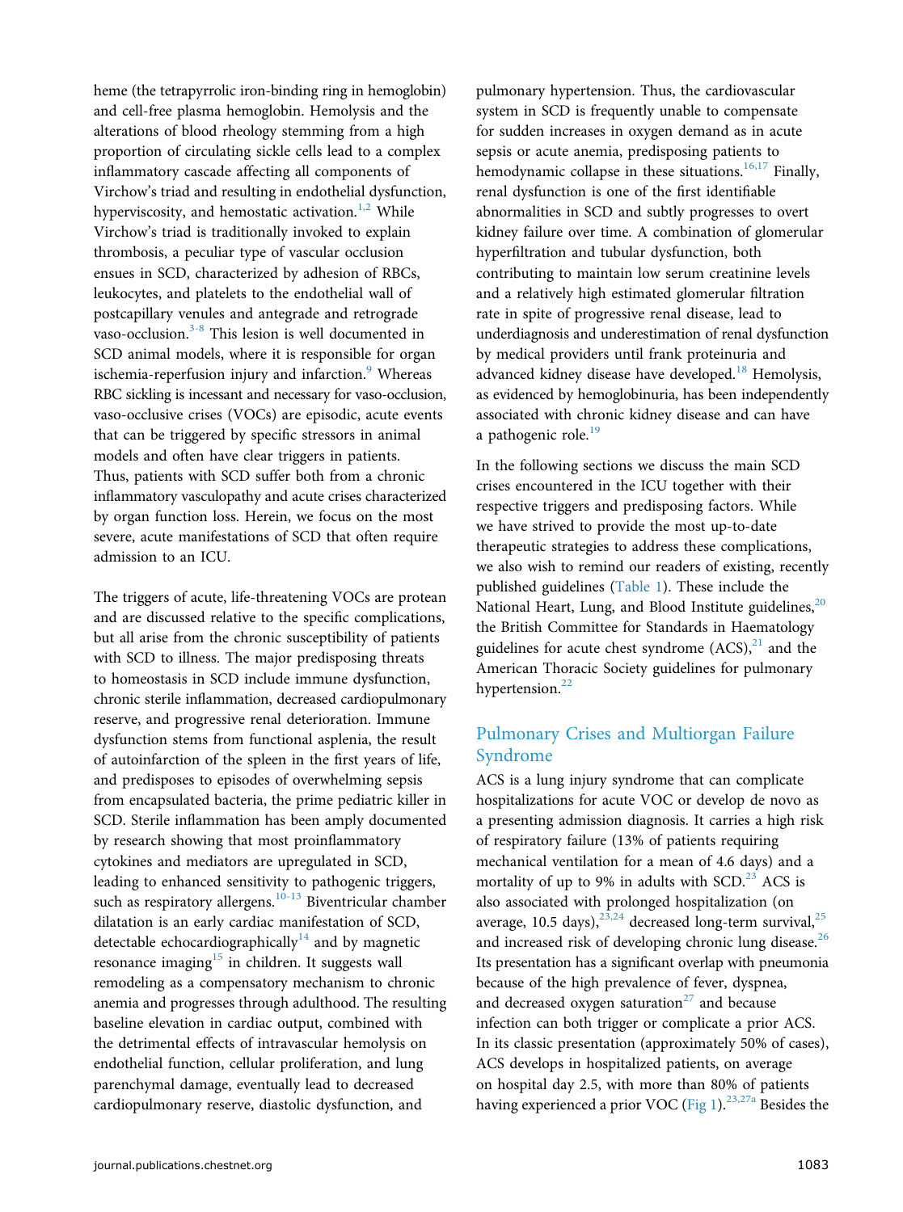heme (the tetrapyrrolic iron-binding ring in hemoglobin) and cell-free plasma hemoglobin. Hemolysis and the alterations of blood rheology stemming from a high proportion of circulating sickle cells lead to a complex inflammatory cascade affecting all components of Virchow's triad and resulting in endothelial dysfunction, hyperviscosity, and hemostatic activation.[1,2] While Virchow's triad is traditionally invoked to explain thrombosis, a peculiar type of vascular occlusion ensues in SCD, characterized by adhesion of RBCs, leukocytes, and platelets to the endothelial wall of postcapillary venules and antegrade and retrograde vaso-occlusion.[3-8] This lesion is well documented in SCD animal models, where it is responsible for organ ischemia-reperfusion injury and infarction.[9] Whereas RBC sickling is incessant and necessary for vaso-occlusion, vaso-occlusive crises (VOCs) are episodic, acute events that can be triggered by specific stressors in animal models and often have clear triggers in patients. Thus, patients with SCD suffer both from a chronic inflammatory vasculopathy and acute crises characterized by organ function loss. Herein, we focus on the most severe, acute manifestations of SCD that often require admission to an ICU.

The triggers of acute, life-threatening VOCs are protean and are discussed relative to the specific complications, but all arise from the chronic susceptibility of patients with SCD to illness. The major predisposing threats to homeostasis in SCD include immune dysfunction, chronic sterile inflammation, decreased cardiopulmonary reserve, and progressive renal deterioration. Immune dysfunction stems from functional asplenia, the result of autoinfarction of the spleen in the first years of life, and predisposes to episodes of overwhelming sepsis from encapsulated bacteria, the prime pediatric killer in SCD. Sterile inflammation has been amply documented by research showing that most proinflammatory cytokines and mediators are upregulated in SCD, leading to enhanced sensitivity to pathogenic triggers, such as respiratory allergens.[10-13] Biventricular chamber dilatation is an early cardiac manifestation of SCD, detectable echocardiographically[14] and by magnetic resonance imaging[15] in children. It suggests wall remodeling as a compensatory mechanism to chronic anemia and progresses through adulthood. The resulting baseline elevation in cardiac output, combined with the detrimental effects of intravascular hemolysis on endothelial function, cellular proliferation, and lung parenchymal damage, eventually lead to decreased cardiopulmonary reserve, diastolic dysfunction, and pulmonary hypertension. Thus, the cardiovascular system in SCD is frequently unable to compensate for sudden increases in oxygen demand as in acute sepsis or acute anemia, predisposing patients to hemodynamic collapse in these situations.[16,17] Finally, renal dysfunction is one of the first identifiable abnormalities in SCD and subtly progresses to overt kidney failure over time. A combination of glomerular hyperfiltration and tubular dysfunction, both contributing to maintain low serum creatinine levels and a relatively high estimated glomerular filtration rate in spite of progressive renal disease, lead to underdiagnosis and underestimation of renal dysfunction by medical providers until frank proteinuria and advanced kidney disease have developed.[18] Hemolysis, as evidenced by hemoglobinuria, has been independently associated with chronic kidney disease and can have a pathogenic role.[19]

In the following sections we discuss the main SCD crises encountered in the ICU together with their respective triggers and predisposing factors. While we have strived to provide the most up-to-date therapeutic strategies to address these complications, we also wish to remind our readers of existing, recently published guidelines (Table 1). These include the National Heart, Lung, and Blood Institute guidelines,[20] the British Committee for Standards in Haematology guidelines for acute chest syndrome (ACS),[21] and the American Thoracic Society guidelines for pulmonary hypertension.[22]

## Pulmonary Crises and Multiorgan Failure Syndrome

ACS is a lung injury syndrome that can complicate hospitalizations for acute VOC or develop de novo as a presenting admission diagnosis. It carries a high risk of respiratory failure (13% of patients requiring mechanical ventilation for a mean of 4.6 days) and a mortality of up to 9% in adults with SCD.[23] ACS is also associated with prolonged hospitalization (on average, 10.5 days),[23,24] decreased long-term survival,[25] and increased risk of developing chronic lung disease.[26] Its presentation has a significant overlap with pneumonia because of the high prevalence of fever, dyspnea, and decreased oxygen saturation[27] and because infection can both trigger or complicate a prior ACS. In its classic presentation (approximately 50% of cases), ACS develops in hospitalized patients, on average on hospital day 2.5, with more than 80% of patients having experienced a prior VOC (Fig 1).[23,27a] Besides the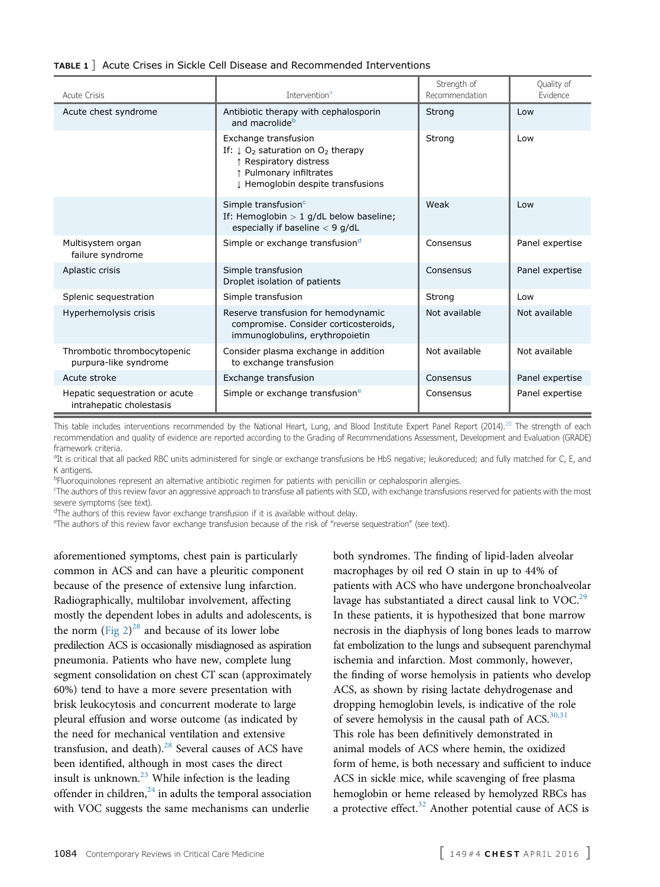**TABLE 1** ] Acute Crises in Sickle Cell Disease and Recommended Interventions

| Acute Crisis | Intervention[a] | Strength of Recommendation | Quality of Evidence |
| --- | --- | --- | --- |
| Acute chest syndrome | Antibiotic therapy with cephalosporin and macrolide[b] | Strong | Low |
| | Exchange transfusion<br>If: ↓ $O_2$ saturation on $O_2$ therapy<br>↑ Respiratory distress<br>↑ Pulmonary infiltrates<br>↓ Hemoglobin despite transfusions | Strong | Low |
| | Simple transfusion[c]<br>If: Hemoglobin > 1 g/dL below baseline; especially if baseline < 9 g/dL | Weak | Low |
| Multisystem organ failure syndrome | Simple or exchange transfusion[d] | Consensus | Panel expertise |
| Aplastic crisis | Simple transfusion<br>Droplet isolation of patients | Consensus | Panel expertise |
| Splenic sequestration | Simple transfusion | Strong | Low |
| Hyperhemolysis crisis | Reserve transfusion for hemodynamic compromise. Consider corticosteroids, immunoglobulins, erythropoietin | Not available | Not available |
| Thrombotic thrombocytopenic purpura-like syndrome | Consider plasma exchange in addition to exchange transfusion | Not available | Not available |
| Acute stroke | Exchange transfusion | Consensus | Panel expertise |
| Hepatic sequestration or acute intrahepatic cholestasis | Simple or exchange transfusion[e] | Consensus | Panel expertise |

This table includes interventions recommended by the National Heart, Lung, and Blood Institute Expert Panel Report (2014).[20] The strength of each recommendation and quality of evidence are reported according to the Grading of Recommendations Assessment, Development and Evaluation (GRADE) framework criteria.

[a]It is critical that all packed RBC units administered for single or exchange transfusions be HbS negative; leukoreduced; and fully matched for C, E, and K antigens.

[b]Fluoroquinolones represent an alternative antibiotic regimen for patients with penicillin or cephalosporin allergies.

[c]The authors of this review favor an aggressive approach to transfuse all patients with SCD, with exchange transfusions reserved for patients with the most severe symptoms (see text).

[d]The authors of this review favor exchange transfusion if it is available without delay.

[e]The authors of this review favor exchange transfusion because of the risk of "reverse sequestration" (see text).

aforementioned symptoms, chest pain is particularly common in ACS and can have a pleuritic component because of the presence of extensive lung infarction. Radiographically, multilobar involvement, affecting mostly the dependent lobes in adults and adolescents, is the norm (Fig 2)[28] and because of its lower lobe predilection ACS is occasionally misdiagnosed as aspiration pneumonia. Patients who have new, complete lung segment consolidation on chest CT scan (approximately 60%) tend to have a more severe presentation with brisk leukocytosis and concurrent moderate to large pleural effusion and worse outcome (as indicated by the need for mechanical ventilation and extensive transfusion, and death).[28] Several causes of ACS have been identified, although in most cases the direct insult is unknown.[23] While infection is the leading offender in children,[24] in adults the temporal association with VOC suggests the same mechanisms can underlie both syndromes. The finding of lipid-laden alveolar macrophages by oil red O stain in up to 44% of patients with ACS who have undergone bronchoalveolar lavage has substantiated a direct causal link to VOC.[29] In these patients, it is hypothesized that bone marrow necrosis in the diaphysis of long bones leads to marrow fat embolization to the lungs and subsequent parenchymal ischemia and infarction. Most commonly, however, the finding of worse hemolysis in patients who develop ACS, as shown by rising lactate dehydrogenase and dropping hemoglobin levels, is indicative of the role of severe hemolysis in the causal path of ACS.[30,31] This role has been definitively demonstrated in animal models of ACS where hemin, the oxidized form of heme, is both necessary and sufficient to induce ACS in sickle mice, while scavenging of free plasma hemoglobin or heme released by hemolyzed RBCs has a protective effect.[32] Another potential cause of ACS is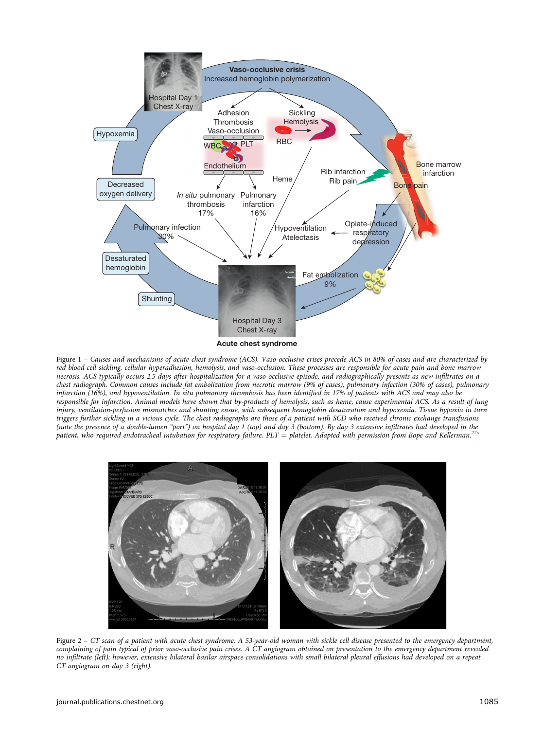Figure 1 – *Causes and mechanisms of acute chest syndrome (ACS). Vaso-occlusive crises precede ACS in 80% of cases and are characterized by red blood cell sickling, cellular hyperadhesion, hemolysis, and vaso-occlusion. These processes are responsible for acute pain and bone marrow necrosis. ACS typically occurs 2.5 days after hospitalization for a vaso-occlusive episode, and radiographically presents as new infiltrates on a chest radiograph. Common causes include fat embolization from necrotic marrow (9% of cases), pulmonary infection (30% of cases), pulmonary infarction (16%), and hypoventilation. In situ pulmonary thrombosis has been identified in 17% of patients with ACS and may also be responsible for infarction. Animal models have shown that by-products of hemolysis, such as heme, cause experimental ACS. As a result of lung injury, ventilation-perfusion mismatches and shunting ensue, with subsequent hemoglobin desaturation and hypoxemia. Tissue hypoxia in turn triggers further sickling in a vicious cycle. The chest radiographs are those of a patient with SCD who received chronic exchange transfusions (note the presence of a double-lumen "port") on hospital day 1 (top) and day 3 (bottom). By day 3 extensive infiltrates had developed in the patient, who required endotracheal intubation for respiratory failure. PLT = platelet. Adapted with permission from Bope and Kellerman.*[27a]

Figure 2 – *CT scan of a patient with acute chest syndrome. A 53-year-old woman with sickle cell disease presented to the emergency department, complaining of pain typical of prior vaso-occlusive pain crises. A CT angiogram obtained on presentation to the emergency department revealed no infiltrate (left); however, extensive bilateral basilar airspace consolidations with small bilateral pleural effusions had developed on a repeat CT angiogram on day 3 (right).*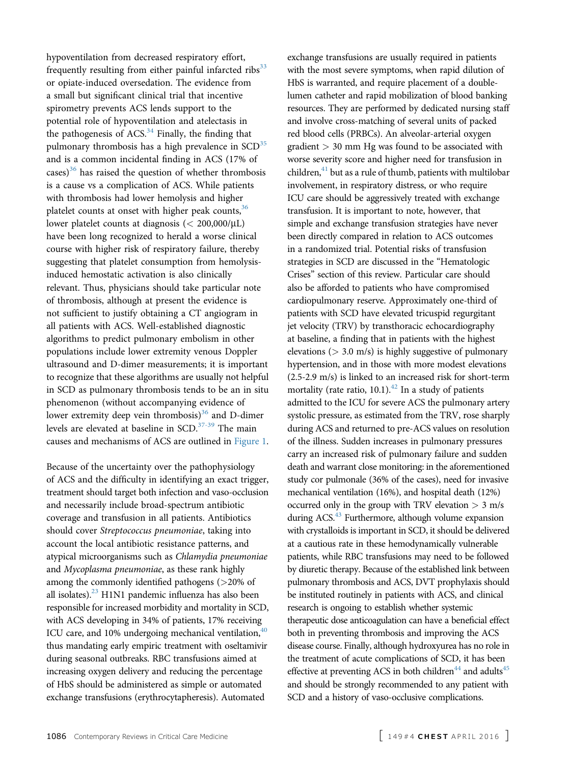hypoventilation from decreased respiratory effort, frequently resulting from either painful infarcted ribs[33] or opiate-induced oversedation. The evidence from a small but significant clinical trial that incentive spirometry prevents ACS lends support to the potential role of hypoventilation and atelectasis in the pathogenesis of ACS.[34] Finally, the finding that pulmonary thrombosis has a high prevalence in SCD[35] and is a common incidental finding in ACS (17% of cases)[36] has raised the question of whether thrombosis is a cause vs a complication of ACS. While patients with thrombosis had lower hemolysis and higher platelet counts at onset with higher peak counts,[36] lower platelet counts at diagnosis (< 200,000/μL) have been long recognized to herald a worse clinical course with higher risk of respiratory failure, thereby suggesting that platelet consumption from hemolysis-induced hemostatic activation is also clinically relevant. Thus, physicians should take particular note of thrombosis, although at present the evidence is not sufficient to justify obtaining a CT angiogram in all patients with ACS. Well-established diagnostic algorithms to predict pulmonary embolism in other populations include lower extremity venous Doppler ultrasound and D-dimer measurements; it is important to recognize that these algorithms are usually not helpful in SCD as pulmonary thrombosis tends to be an in situ phenomenon (without accompanying evidence of lower extremity deep vein thrombosis)[36] and D-dimer levels are elevated at baseline in SCD.[37-39] The main causes and mechanisms of ACS are outlined in Figure 1.

Because of the uncertainty over the pathophysiology of ACS and the difficulty in identifying an exact trigger, treatment should target both infection and vaso-occlusion and necessarily include broad-spectrum antibiotic coverage and transfusion in all patients. Antibiotics should cover *Streptococcus pneumoniae*, taking into account the local antibiotic resistance patterns, and atypical microorganisms such as *Chlamydia pneumoniae* and *Mycoplasma pneumoniae*, as these rank highly among the commonly identified pathogens (>20% of all isolates).[23] H1N1 pandemic influenza has also been responsible for increased morbidity and mortality in SCD, with ACS developing in 34% of patients, 17% receiving ICU care, and 10% undergoing mechanical ventilation,[40] thus mandating early empiric treatment with oseltamivir during seasonal outbreaks. RBC transfusions aimed at increasing oxygen delivery and reducing the percentage of HbS should be administered as simple or automated exchange transfusions (erythrocytapheresis). Automated exchange transfusions are usually required in patients with the most severe symptoms, when rapid dilution of HbS is warranted, and require placement of a double-lumen catheter and rapid mobilization of blood banking resources. They are performed by dedicated nursing staff and involve cross-matching of several units of packed red blood cells (PRBCs). An alveolar-arterial oxygen gradient > 30 mm Hg was found to be associated with worse severity score and higher need for transfusion in children,[41] but as a rule of thumb, patients with multilobar involvement, in respiratory distress, or who require ICU care should be aggressively treated with exchange transfusion. It is important to note, however, that simple and exchange transfusion strategies have never been directly compared in relation to ACS outcomes in a randomized trial. Potential risks of transfusion strategies in SCD are discussed in the "Hematologic Crises" section of this review. Particular care should also be afforded to patients who have compromised cardiopulmonary reserve. Approximately one-third of patients with SCD have elevated tricuspid regurgitant jet velocity (TRV) by transthoracic echocardiography at baseline, a finding that in patients with the highest elevations (> 3.0 m/s) is highly suggestive of pulmonary hypertension, and in those with more modest elevations (2.5-2.9 m/s) is linked to an increased risk for short-term mortality (rate ratio, 10.1).[42] In a study of patients admitted to the ICU for severe ACS the pulmonary artery systolic pressure, as estimated from the TRV, rose sharply during ACS and returned to pre-ACS values on resolution of the illness. Sudden increases in pulmonary pressures carry an increased risk of pulmonary failure and sudden death and warrant close monitoring: in the aforementioned study cor pulmonale (36% of the cases), need for invasive mechanical ventilation (16%), and hospital death (12%) occurred only in the group with TRV elevation > 3 m/s during ACS.[43] Furthermore, although volume expansion with crystalloids is important in SCD, it should be delivered at a cautious rate in these hemodynamically vulnerable patients, while RBC transfusions may need to be followed by diuretic therapy. Because of the established link between pulmonary thrombosis and ACS, DVT prophylaxis should be instituted routinely in patients with ACS, and clinical research is ongoing to establish whether systemic therapeutic dose anticoagulation can have a beneficial effect both in preventing thrombosis and improving the ACS disease course. Finally, although hydroxyurea has no role in the treatment of acute complications of SCD, it has been effective at preventing ACS in both children[44] and adults[45] and should be strongly recommended to any patient with SCD and a history of vaso-occlusive complications.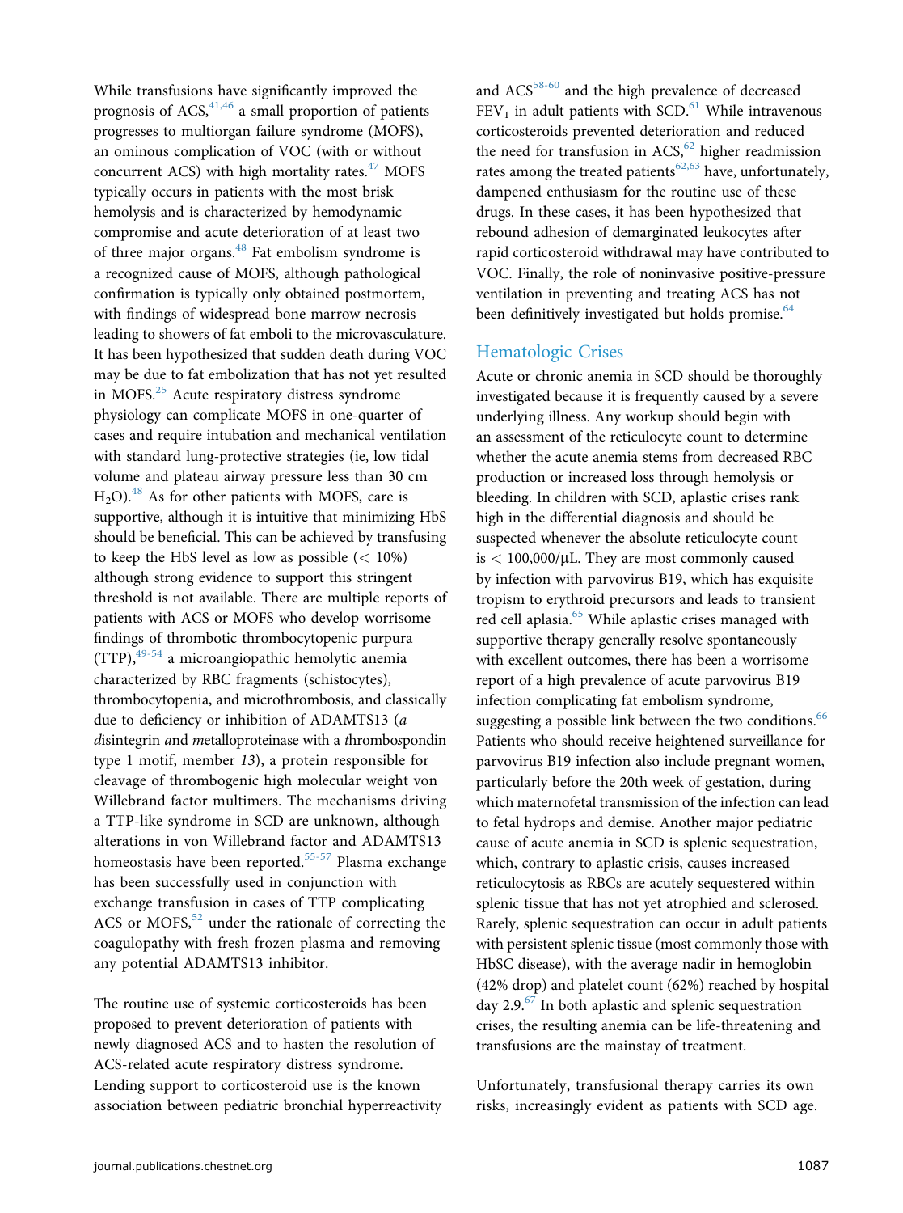While transfusions have significantly improved the prognosis of ACS,[41,46] a small proportion of patients progresses to multiorgan failure syndrome (MOFS), an ominous complication of VOC (with or without concurrent ACS) with high mortality rates.[47] MOFS typically occurs in patients with the most brisk hemolysis and is characterized by hemodynamic compromise and acute deterioration of at least two of three major organs.[48] Fat embolism syndrome is a recognized cause of MOFS, although pathological confirmation is typically only obtained postmortem, with findings of widespread bone marrow necrosis leading to showers of fat emboli to the microvasculature. It has been hypothesized that sudden death during VOC may be due to fat embolization that has not yet resulted in MOFS.[25] Acute respiratory distress syndrome physiology can complicate MOFS in one-quarter of cases and require intubation and mechanical ventilation with standard lung-protective strategies (ie, low tidal volume and plateau airway pressure less than 30 cm $H_2O$).[48] As for other patients with MOFS, care is supportive, although it is intuitive that minimizing HbS should be beneficial. This can be achieved by transfusing to keep the HbS level as low as possible ($< 10\%$) although strong evidence to support this stringent threshold is not available. There are multiple reports of patients with ACS or MOFS who develop worrisome findings of thrombotic thrombocytopenic purpura (TTP),[49-54] a microangiopathic hemolytic anemia characterized by RBC fragments (schistocytes), thrombocytopenia, and microthrombosis, and classically due to deficiency or inhibition of ADAMTS13 (*a disintegrin and metalloproteinase with a thrombospondin type 1 motif, member 13*), a protein responsible for cleavage of thrombogenic high molecular weight von Willebrand factor multimers. The mechanisms driving a TTP-like syndrome in SCD are unknown, although alterations in von Willebrand factor and ADAMTS13 homeostasis have been reported.[55-57] Plasma exchange has been successfully used in conjunction with exchange transfusion in cases of TTP complicating ACS or MOFS,[52] under the rationale of correcting the coagulopathy with fresh frozen plasma and removing any potential ADAMTS13 inhibitor.

The routine use of systemic corticosteroids has been proposed to prevent deterioration of patients with newly diagnosed ACS and to hasten the resolution of ACS-related acute respiratory distress syndrome. Lending support to corticosteroid use is the known association between pediatric bronchial hyperreactivity and ACS[58-60] and the high prevalence of decreased $FEV_1$ in adult patients with SCD.[61] While intravenous corticosteroids prevented deterioration and reduced the need for transfusion in ACS,[62] higher readmission rates among the treated patients[62,63] have, unfortunately, dampened enthusiasm for the routine use of these drugs. In these cases, it has been hypothesized that rebound adhesion of demarginated leukocytes after rapid corticosteroid withdrawal may have contributed to VOC. Finally, the role of noninvasive positive-pressure ventilation in preventing and treating ACS has not been definitively investigated but holds promise.[64]

## Hematologic Crises

Acute or chronic anemia in SCD should be thoroughly investigated because it is frequently caused by a severe underlying illness. Any workup should begin with an assessment of the reticulocyte count to determine whether the acute anemia stems from decreased RBC production or increased loss through hemolysis or bleeding. In children with SCD, aplastic crises rank high in the differential diagnosis and should be suspected whenever the absolute reticulocyte count is $< 100{,}000/\mu L$. They are most commonly caused by infection with parvovirus B19, which has exquisite tropism to erythroid precursors and leads to transient red cell aplasia.[65] While aplastic crises managed with supportive therapy generally resolve spontaneously with excellent outcomes, there has been a worrisome report of a high prevalence of acute parvovirus B19 infection complicating fat embolism syndrome, suggesting a possible link between the two conditions.[66] Patients who should receive heightened surveillance for parvovirus B19 infection also include pregnant women, particularly before the 20th week of gestation, during which maternofetal transmission of the infection can lead to fetal hydrops and demise. Another major pediatric cause of acute anemia in SCD is splenic sequestration, which, contrary to aplastic crisis, causes increased reticulocytosis as RBCs are acutely sequestered within splenic tissue that has not yet atrophied and sclerosed. Rarely, splenic sequestration can occur in adult patients with persistent splenic tissue (most commonly those with HbSC disease), with the average nadir in hemoglobin (42% drop) and platelet count (62%) reached by hospital day 2.9.[67] In both aplastic and splenic sequestration crises, the resulting anemia can be life-threatening and transfusions are the mainstay of treatment.

Unfortunately, transfusional therapy carries its own risks, increasingly evident as patients with SCD age.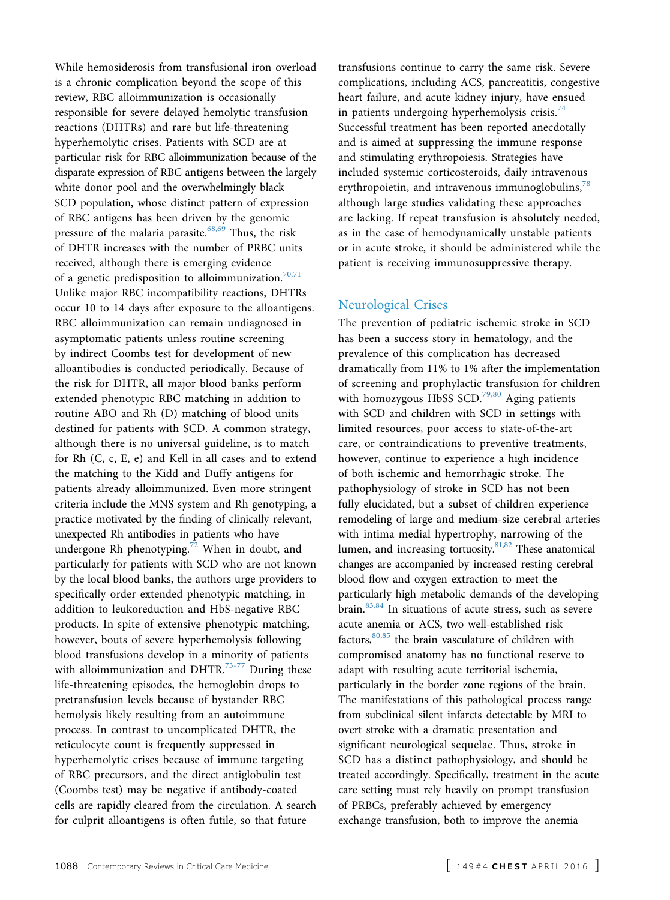While hemosiderosis from transfusional iron overload is a chronic complication beyond the scope of this review, RBC alloimmunization is occasionally responsible for severe delayed hemolytic transfusion reactions (DHTRs) and rare but life-threatening hyperhemolytic crises. Patients with SCD are at particular risk for RBC alloimmunization because of the disparate expression of RBC antigens between the largely white donor pool and the overwhelmingly black SCD population, whose distinct pattern of expression of RBC antigens has been driven by the genomic pressure of the malaria parasite.[68,69] Thus, the risk of DHTR increases with the number of PRBC units received, although there is emerging evidence of a genetic predisposition to alloimmunization.[70,71] Unlike major RBC incompatibility reactions, DHTRs occur 10 to 14 days after exposure to the alloantigens. RBC alloimmunization can remain undiagnosed in asymptomatic patients unless routine screening by indirect Coombs test for development of new alloantibodies is conducted periodically. Because of the risk for DHTR, all major blood banks perform extended phenotypic RBC matching in addition to routine ABO and Rh (D) matching of blood units destined for patients with SCD. A common strategy, although there is no universal guideline, is to match for Rh (C, c, E, e) and Kell in all cases and to extend the matching to the Kidd and Duffy antigens for patients already alloimmunized. Even more stringent criteria include the MNS system and Rh genotyping, a practice motivated by the finding of clinically relevant, unexpected Rh antibodies in patients who have undergone Rh phenotyping.[72] When in doubt, and particularly for patients with SCD who are not known by the local blood banks, the authors urge providers to specifically order extended phenotypic matching, in addition to leukoreduction and HbS-negative RBC products. In spite of extensive phenotypic matching, however, bouts of severe hyperhemolysis following blood transfusions develop in a minority of patients with alloimmunization and DHTR.[73-77] During these life-threatening episodes, the hemoglobin drops to pretransfusion levels because of bystander RBC hemolysis likely resulting from an autoimmune process. In contrast to uncomplicated DHTR, the reticulocyte count is frequently suppressed in hyperhemolytic crises because of immune targeting of RBC precursors, and the direct antiglobulin test (Coombs test) may be negative if antibody-coated cells are rapidly cleared from the circulation. A search for culprit alloantigens is often futile, so that future transfusions continue to carry the same risk. Severe complications, including ACS, pancreatitis, congestive heart failure, and acute kidney injury, have ensued in patients undergoing hyperhemolysis crisis.[74] Successful treatment has been reported anecdotally and is aimed at suppressing the immune response and stimulating erythropoiesis. Strategies have included systemic corticosteroids, daily intravenous erythropoietin, and intravenous immunoglobulins,[78] although large studies validating these approaches are lacking. If repeat transfusion is absolutely needed, as in the case of hemodynamically unstable patients or in acute stroke, it should be administered while the patient is receiving immunosuppressive therapy.

## Neurological Crises

The prevention of pediatric ischemic stroke in SCD has been a success story in hematology, and the prevalence of this complication has decreased dramatically from 11% to 1% after the implementation of screening and prophylactic transfusion for children with homozygous HbSS SCD.[79,80] Aging patients with SCD and children with SCD in settings with limited resources, poor access to state-of-the-art care, or contraindications to preventive treatments, however, continue to experience a high incidence of both ischemic and hemorrhagic stroke. The pathophysiology of stroke in SCD has not been fully elucidated, but a subset of children experience remodeling of large and medium-size cerebral arteries with intima medial hypertrophy, narrowing of the lumen, and increasing tortuosity.[81,82] These anatomical changes are accompanied by increased resting cerebral blood flow and oxygen extraction to meet the particularly high metabolic demands of the developing brain.[83,84] In situations of acute stress, such as severe acute anemia or ACS, two well-established risk factors,[80,85] the brain vasculature of children with compromised anatomy has no functional reserve to adapt with resulting acute territorial ischemia, particularly in the border zone regions of the brain. The manifestations of this pathological process range from subclinical silent infarcts detectable by MRI to overt stroke with a dramatic presentation and significant neurological sequelae. Thus, stroke in SCD has a distinct pathophysiology, and should be treated accordingly. Specifically, treatment in the acute care setting must rely heavily on prompt transfusion of PRBCs, preferably achieved by emergency exchange transfusion, both to improve the anemia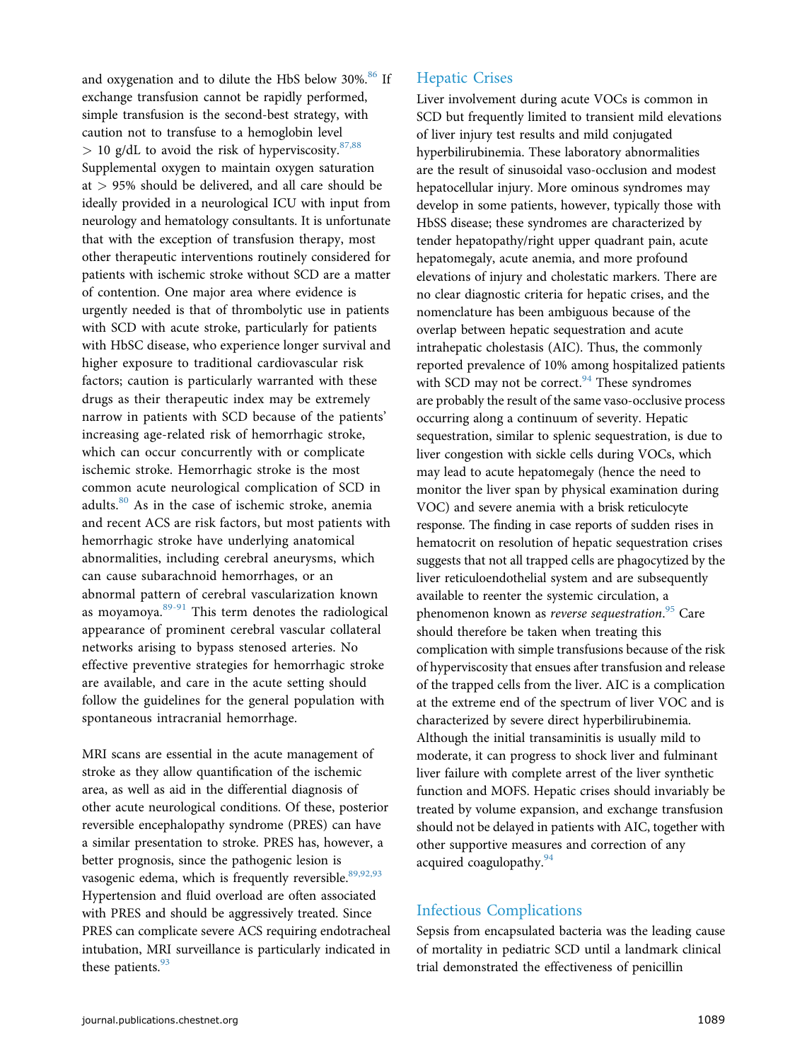and oxygenation and to dilute the HbS below 30%.[86] If exchange transfusion cannot be rapidly performed, simple transfusion is the second-best strategy, with caution not to transfuse to a hemoglobin level > 10 g/dL to avoid the risk of hyperviscosity.[87,88] Supplemental oxygen to maintain oxygen saturation at > 95% should be delivered, and all care should be ideally provided in a neurological ICU with input from neurology and hematology consultants. It is unfortunate that with the exception of transfusion therapy, most other therapeutic interventions routinely considered for patients with ischemic stroke without SCD are a matter of contention. One major area where evidence is urgently needed is that of thrombolytic use in patients with SCD with acute stroke, particularly for patients with HbSC disease, who experience longer survival and higher exposure to traditional cardiovascular risk factors; caution is particularly warranted with these drugs as their therapeutic index may be extremely narrow in patients with SCD because of the patients' increasing age-related risk of hemorrhagic stroke, which can occur concurrently with or complicate ischemic stroke. Hemorrhagic stroke is the most common acute neurological complication of SCD in adults.[80] As in the case of ischemic stroke, anemia and recent ACS are risk factors, but most patients with hemorrhagic stroke have underlying anatomical abnormalities, including cerebral aneurysms, which can cause subarachnoid hemorrhages, or an abnormal pattern of cerebral vascularization known as moyamoya.[89-91] This term denotes the radiological appearance of prominent cerebral vascular collateral networks arising to bypass stenosed arteries. No effective preventive strategies for hemorrhagic stroke are available, and care in the acute setting should follow the guidelines for the general population with spontaneous intracranial hemorrhage.

MRI scans are essential in the acute management of stroke as they allow quantification of the ischemic area, as well as aid in the differential diagnosis of other acute neurological conditions. Of these, posterior reversible encephalopathy syndrome (PRES) can have a similar presentation to stroke. PRES has, however, a better prognosis, since the pathogenic lesion is vasogenic edema, which is frequently reversible.[89,92,93] Hypertension and fluid overload are often associated with PRES and should be aggressively treated. Since PRES can complicate severe ACS requiring endotracheal intubation, MRI surveillance is particularly indicated in these patients.[93]

## Hepatic Crises

Liver involvement during acute VOCs is common in SCD but frequently limited to transient mild elevations of liver injury test results and mild conjugated hyperbilirubinemia. These laboratory abnormalities are the result of sinusoidal vaso-occlusion and modest hepatocellular injury. More ominous syndromes may develop in some patients, however, typically those with HbSS disease; these syndromes are characterized by tender hepatopathy/right upper quadrant pain, acute hepatomegaly, acute anemia, and more profound elevations of injury and cholestatic markers. There are no clear diagnostic criteria for hepatic crises, and the nomenclature has been ambiguous because of the overlap between hepatic sequestration and acute intrahepatic cholestasis (AIC). Thus, the commonly reported prevalence of 10% among hospitalized patients with SCD may not be correct.[94] These syndromes are probably the result of the same vaso-occlusive process occurring along a continuum of severity. Hepatic sequestration, similar to splenic sequestration, is due to liver congestion with sickle cells during VOCs, which may lead to acute hepatomegaly (hence the need to monitor the liver span by physical examination during VOC) and severe anemia with a brisk reticulocyte response. The finding in case reports of sudden rises in hematocrit on resolution of hepatic sequestration crises suggests that not all trapped cells are phagocytized by the liver reticuloendothelial system and are subsequently available to reenter the systemic circulation, a phenomenon known as *reverse sequestration*.[95] Care should therefore be taken when treating this complication with simple transfusions because of the risk of hyperviscosity that ensues after transfusion and release of the trapped cells from the liver. AIC is a complication at the extreme end of the spectrum of liver VOC and is characterized by severe direct hyperbilirubinemia. Although the initial transaminitis is usually mild to moderate, it can progress to shock liver and fulminant liver failure with complete arrest of the liver synthetic function and MOFS. Hepatic crises should invariably be treated by volume expansion, and exchange transfusion should not be delayed in patients with AIC, together with other supportive measures and correction of any acquired coagulopathy.[94]

## Infectious Complications

Sepsis from encapsulated bacteria was the leading cause of mortality in pediatric SCD until a landmark clinical trial demonstrated the effectiveness of penicillin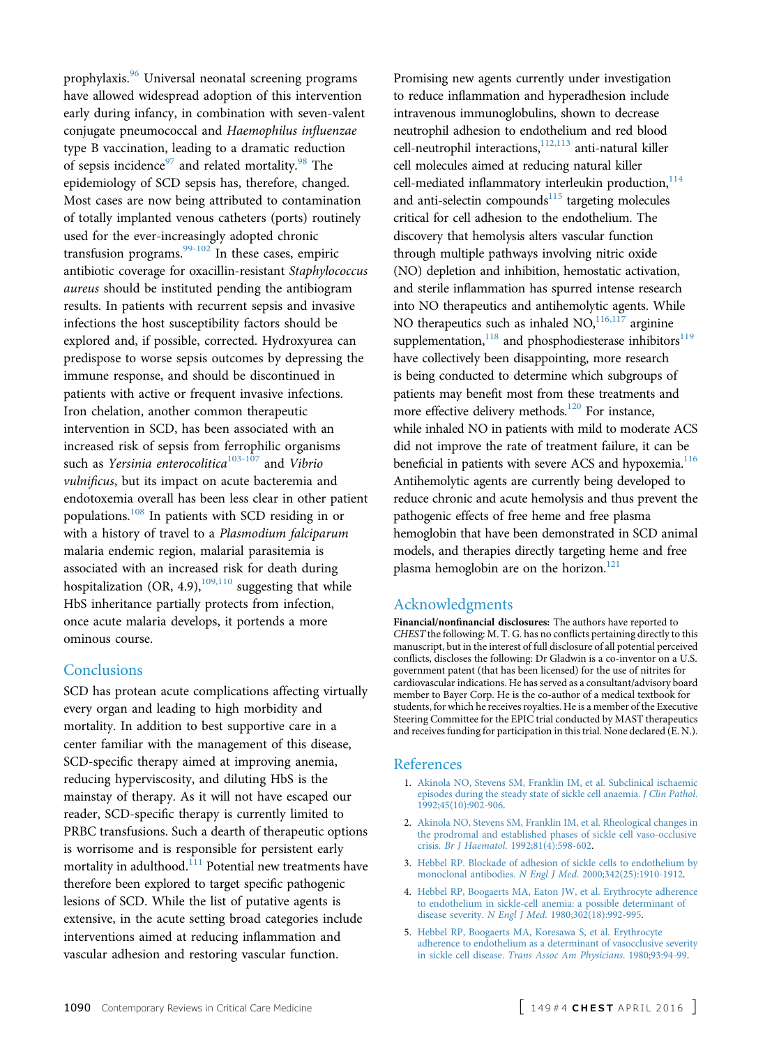prophylaxis.[96] Universal neonatal screening programs have allowed widespread adoption of this intervention early during infancy, in combination with seven-valent conjugate pneumococcal and *Haemophilus influenzae* type B vaccination, leading to a dramatic reduction of sepsis incidence[97] and related mortality.[98] The epidemiology of SCD sepsis has, therefore, changed. Most cases are now being attributed to contamination of totally implanted venous catheters (ports) routinely used for the ever-increasingly adopted chronic transfusion programs.[99-102] In these cases, empiric antibiotic coverage for oxacillin-resistant *Staphylococcus aureus* should be instituted pending the antibiogram results. In patients with recurrent sepsis and invasive infections the host susceptibility factors should be explored and, if possible, corrected. Hydroxyurea can predispose to worse sepsis outcomes by depressing the immune response, and should be discontinued in patients with active or frequent invasive infections. Iron chelation, another common therapeutic intervention in SCD, has been associated with an increased risk of sepsis from ferrophilic organisms such as *Yersinia enterocolitica*[103-107] and *Vibrio vulnificus*, but its impact on acute bacteremia and endotoxemia overall has been less clear in other patient populations.[108] In patients with SCD residing in or with a history of travel to a *Plasmodium falciparum* malaria endemic region, malarial parasitemia is associated with an increased risk for death during hospitalization (OR, 4.9),[109,110] suggesting that while HbS inheritance partially protects from infection, once acute malaria develops, it portends a more ominous course.

## Conclusions

SCD has protean acute complications affecting virtually every organ and leading to high morbidity and mortality. In addition to best supportive care in a center familiar with the management of this disease, SCD-specific therapy aimed at improving anemia, reducing hyperviscosity, and diluting HbS is the mainstay of therapy. As it will not have escaped our reader, SCD-specific therapy is currently limited to PRBC transfusions. Such a dearth of therapeutic options is worrisome and is responsible for persistent early mortality in adulthood.[111] Potential new treatments have therefore been explored to target specific pathogenic lesions of SCD. While the list of putative agents is extensive, in the acute setting broad categories include interventions aimed at reducing inflammation and vascular adhesion and restoring vascular function. Promising new agents currently under investigation to reduce inflammation and hyperadhesion include intravenous immunoglobulins, shown to decrease neutrophil adhesion to endothelium and red blood cell-neutrophil interactions,[112,113] anti-natural killer cell molecules aimed at reducing natural killer cell-mediated inflammatory interleukin production,[114] and anti-selectin compounds[115] targeting molecules critical for cell adhesion to the endothelium. The discovery that hemolysis alters vascular function through multiple pathways involving nitric oxide (NO) depletion and inhibition, hemostatic activation, and sterile inflammation has spurred intense research into NO therapeutics and antihemolytic agents. While NO therapeutics such as inhaled NO,[116,117] arginine supplementation,[118] and phosphodiesterase inhibitors[119] have collectively been disappointing, more research is being conducted to determine which subgroups of patients may benefit most from these treatments and more effective delivery methods.[120] For instance, while inhaled NO in patients with mild to moderate ACS did not improve the rate of treatment failure, it can be beneficial in patients with severe ACS and hypoxemia.[116] Antihemolytic agents are currently being developed to reduce chronic and acute hemolysis and thus prevent the pathogenic effects of free heme and free plasma hemoglobin that have been demonstrated in SCD animal models, and therapies directly targeting heme and free plasma hemoglobin are on the horizon.[121]

## Acknowledgments

**Financial/nonfinancial disclosures:** The authors have reported to *CHEST* the following: M. T. G. has no conflicts pertaining directly to this manuscript, but in the interest of full disclosure of all potential perceived conflicts, discloses the following: Dr Gladwin is a co-inventor on a U.S. government patent (that has been licensed) for the use of nitrites for cardiovascular indications. He has served as a consultant/advisory board member to Bayer Corp. He is the co-author of a medical textbook for students, for which he receives royalties. He is a member of the Executive Steering Committee for the EPIC trial conducted by MAST therapeutics and receives funding for participation in this trial. None declared (E. N.).

## References

1. Akinola NO, Stevens SM, Franklin IM, et al. Subclinical ischaemic episodes during the steady state of sickle cell anaemia. *J Clin Pathol*. 1992;45(10):902-906.
2. Akinola NO, Stevens SM, Franklin IM, et al. Rheological changes in the prodromal and established phases of sickle cell vaso-occlusive crisis. *Br J Haematol*. 1992;81(4):598-602.
3. Hebbel RP. Blockade of adhesion of sickle cells to endothelium by monoclonal antibodies. *N Engl J Med*. 2000;342(25):1910-1912.
4. Hebbel RP, Boogaerts MA, Eaton JW, et al. Erythrocyte adherence to endothelium in sickle-cell anemia: a possible determinant of disease severity. *N Engl J Med*. 1980;302(18):992-995.
5. Hebbel RP, Boogaerts MA, Koresawa S, et al. Erythrocyte adherence to endothelium as a determinant of vasocclusive severity in sickle cell disease. *Trans Assoc Am Physicians*. 1980;93:94-99.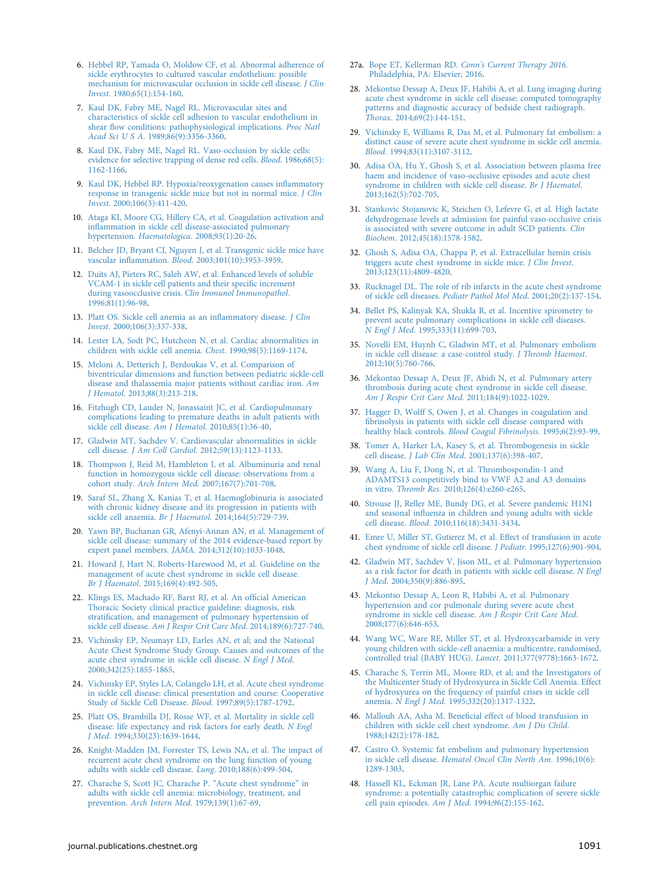6. Hebbel RP, Yamada O, Moldow CF, et al. Abnormal adherence of sickle erythrocytes to cultured vascular endothelium: possible mechanism for microvascular occlusion in sickle cell disease. *J Clin Invest*. 1980;65(1):154-160.
7. Kaul DK, Fabry ME, Nagel RL. Microvascular sites and characteristics of sickle cell adhesion to vascular endothelium in shear flow conditions: pathophysiological implications. *Proc Natl Acad Sci U S A*. 1989;86(9):3356-3360.
8. Kaul DK, Fabry ME, Nagel RL. Vaso-occlusion by sickle cells: evidence for selective trapping of dense red cells. *Blood*. 1986;68(5): 1162-1166.
9. Kaul DK, Hebbel RP. Hypoxia/reoxygenation causes inflammatory response in transgenic sickle mice but not in normal mice. *J Clin Invest*. 2000;106(3):411-420.
10. Ataga KI, Moore CG, Hillery CA, et al. Coagulation activation and inflammation in sickle cell disease-associated pulmonary hypertension. *Haematologica*. 2008;93(1):20-26.
11. Belcher JD, Bryant CJ, Nguyen J, et al. Transgenic sickle mice have vascular inflammation. *Blood*. 2003;101(10):3953-3959.
12. Duits AJ, Pieters RC, Saleh AW, et al. Enhanced levels of soluble VCAM-1 in sickle cell patients and their specific increment during vasoocclusive crisis. *Clin Immunol Immunopathol*. 1996;81(1):96-98.
13. Platt OS. Sickle cell anemia as an inflammatory disease. *J Clin Invest*. 2000;106(3):337-338.
14. Lester LA, Sodt PC, Hutcheon N, et al. Cardiac abnormalities in children with sickle cell anemia. *Chest*. 1990;98(5):1169-1174.
15. Meloni A, Detterich J, Berdoukas V, et al. Comparison of biventricular dimensions and function between pediatric sickle-cell disease and thalassemia major patients without cardiac iron. *Am J Hematol*. 2013;88(3):213-218.
16. Fitzhugh CD, Lauder N, Jonassaint JC, et al. Cardiopulmonary complications leading to premature deaths in adult patients with sickle cell disease. *Am J Hematol*. 2010;85(1):36-40.
17. Gladwin MT, Sachdev V. Cardiovascular abnormalities in sickle cell disease. *J Am Coll Cardiol*. 2012;59(13):1123-1133.
18. Thompson J, Reid M, Hambleton I, et al. Albuminuria and renal function in homozygous sickle cell disease: observations from a cohort study. *Arch Intern Med*. 2007;167(7):701-708.
19. Saraf SL, Zhang X, Kanias T, et al. Haemoglobinuria is associated with chronic kidney disease and its progression in patients with sickle cell anaemia. *Br J Haematol*. 2014;164(5):729-739.
20. Yawn BP, Buchanan GR, Afenyi-Annan AN, et al. Management of sickle cell disease: summary of the 2014 evidence-based report by expert panel members. *JAMA*. 2014;312(10):1033-1048.
21. Howard J, Hart N, Roberts-Harewood M, et al. Guideline on the management of acute chest syndrome in sickle cell disease. *Br J Haematol*. 2015;169(4):492-505.
22. Klings ES, Machado RF, Barst RJ, et al. An official American Thoracic Society clinical practice guideline: diagnosis, risk stratification, and management of pulmonary hypertension of sickle cell disease. *Am J Respir Crit Care Med*. 2014;189(6):727-740.
23. Vichinsky EP, Neumayr LD, Earles AN, et al; and the National Acute Chest Syndrome Study Group. Causes and outcomes of the acute chest syndrome in sickle cell disease. *N Engl J Med*. 2000;342(25):1855-1865.
24. Vichinsky EP, Styles LA, Colangelo LH, et al. Acute chest syndrome in sickle cell disease: clinical presentation and course: Cooperative Study of Sickle Cell Disease. *Blood*. 1997;89(5):1787-1792.
25. Platt OS, Brambilla DJ, Rosse WF, et al. Mortality in sickle cell disease: life expectancy and risk factors for early death. *N Engl J Med*. 1994;330(23):1639-1644.
26. Knight-Madden JM, Forrester TS, Lewis NA, et al. The impact of recurrent acute chest syndrome on the lung function of young adults with sickle cell disease. *Lung*. 2010;188(6):499-504.
27. Charache S, Scott JC, Charache P. "Acute chest syndrome" in adults with sickle cell anemia: microbiology, treatment, and prevention. *Arch Intern Med*. 1979;139(1):67-69.

27a. Bope ET, Kellerman RD. *Conn's Current Therapy 2016*. Philadelphia, PA: Elsevier; 2016.

28. Mekontso Dessap A, Deux JF, Habibi A, et al. Lung imaging during acute chest syndrome in sickle cell disease: computed tomography patterns and diagnostic accuracy of bedside chest radiograph. *Thorax*. 2014;69(2):144-151.
29. Vichinsky E, Williams R, Das M, et al. Pulmonary fat embolism: a distinct cause of severe acute chest syndrome in sickle cell anemia. *Blood*. 1994;83(11):3107-3112.
30. Adisa OA, Hu Y, Ghosh S, et al. Association between plasma free haem and incidence of vaso-occlusive episodes and acute chest syndrome in children with sickle cell disease. *Br J Haematol*. 2013;162(5):702-705.
31. Stankovic Stojanovic K, Steichen O, Lefevre G, et al. High lactate dehydrogenase levels at admission for painful vaso-occlusive crisis is associated with severe outcome in adult SCD patients. *Clin Biochem*. 2012;45(18):1578-1582.
32. Ghosh S, Adisa OA, Chappa P, et al. Extracellular hemin crisis triggers acute chest syndrome in sickle mice. *J Clin Invest*. 2013;123(11):4809-4820.
33. Rucknagel DL. The role of rib infarcts in the acute chest syndrome of sickle cell diseases. *Pediatr Pathol Mol Med*. 2001;20(2):137-154.
34. Bellet PS, Kalinyak KA, Shukla R, et al. Incentive spirometry to prevent acute pulmonary complications in sickle cell diseases. *N Engl J Med*. 1995;333(11):699-703.
35. Novelli EM, Huynh C, Gladwin MT, et al. Pulmonary embolism in sickle cell disease: a case-control study. *J Thromb Haemost*. 2012;10(5):760-766.
36. Mekontso Dessap A, Deux JF, Abidi N, et al. Pulmonary artery thrombosis during acute chest syndrome in sickle cell disease. *Am J Respir Crit Care Med*. 2011;184(9):1022-1029.
37. Hagger D, Wolff S, Owen J, et al. Changes in coagulation and fibrinolysis in patients with sickle cell disease compared with healthy black controls. *Blood Coagul Fibrinolysis*. 1995;6(2):93-99.
38. Tomer A, Harker LA, Kasey S, et al. Thrombogenesis in sickle cell disease. *J Lab Clin Med*. 2001;137(6):398-407.
39. Wang A, Liu F, Dong N, et al. Thrombospondin-1 and ADAMTS13 competitively bind to VWF A2 and A3 domains in vitro. *Thromb Res*. 2010;126(4):e260-e265.
40. Strouse JJ, Reller ME, Bundy DG, et al. Severe pandemic H1N1 and seasonal influenza in children and young adults with sickle cell disease. *Blood*. 2010;116(18):3431-3434.
41. Emre U, Miller ST, Gutierez M, et al. Effect of transfusion in acute chest syndrome of sickle cell disease. *J Pediatr*. 1995;127(6):901-904.
42. Gladwin MT, Sachdev V, Jison ML, et al. Pulmonary hypertension as a risk factor for death in patients with sickle cell disease. *N Engl J Med*. 2004;350(9):886-895.
43. Mekontso Dessap A, Leon R, Habibi A, et al. Pulmonary hypertension and cor pulmonale during severe acute chest syndrome in sickle cell disease. *Am J Respir Crit Care Med*. 2008;177(6):646-653.
44. Wang WC, Ware RE, Miller ST, et al. Hydroxycarbamide in very young children with sickle-cell anaemia: a multicentre, randomised, controlled trial (BABY HUG). *Lancet*. 2011;377(9778):1663-1672.
45. Charache S, Terrin ML, Moore RD, et al; and the Investigators of the Multicenter Study of Hydroxyurea in Sickle Cell Anemia. Effect of hydroxyurea on the frequency of painful crises in sickle cell anemia. *N Engl J Med*. 1995;332(20):1317-1322.
46. Mallouh AA, Asha M. Beneficial effect of blood transfusion in children with sickle cell chest syndrome. *Am J Dis Child*. 1988;142(2):178-182.
47. Castro O. Systemic fat embolism and pulmonary hypertension in sickle cell disease. *Hematol Oncol Clin North Am*. 1996;10(6): 1289-1303.
48. Hassell KL, Eckman JR, Lane PA. Acute multiorgan failure syndrome: a potentially catastrophic complication of severe sickle cell pain episodes. *Am J Med*. 1994;96(2):155-162.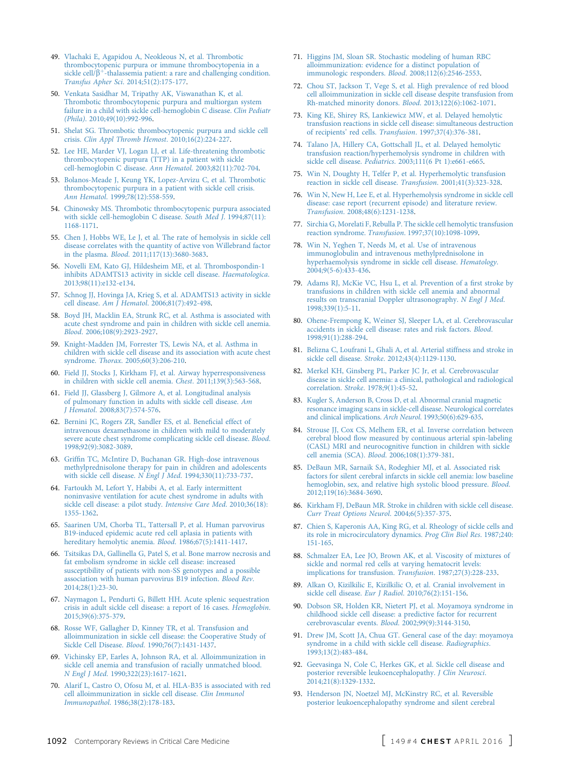49. Vlachaki E, Agapidou A, Neokleous N, et al. Thrombotic thrombocytopenic purpura or immune thrombocytopenia in a sickle cell/β+-thalassemia patient: a rare and challenging condition. *Transfus Apher Sci*. 2014;51(2):175-177.
50. Venkata Sasidhar M, Tripathy AK, Viswanathan K, et al. Thrombotic thrombocytopenic purpura and multiorgan system failure in a child with sickle cell-hemoglobin C disease. *Clin Pediatr (Phila)*. 2010;49(10):992-996.
51. Shelat SG. Thrombotic thrombocytopenic purpura and sickle cell crisis. *Clin Appl Thromb Hemost*. 2010;16(2):224-227.
52. Lee HE, Marder VJ, Logan LJ, et al. Life-threatening thrombotic thrombocytopenic purpura (TTP) in a patient with sickle cell-hemoglobin C disease. *Ann Hematol*. 2003;82(11):702-704.
53. Bolanos-Meade J, Keung YK, Lopez-Arvizu C, et al. Thrombotic thrombocytopenic purpura in a patient with sickle cell crisis. *Ann Hematol*. 1999;78(12):558-559.
54. Chinowsky MS. Thrombotic thrombocytopenic purpura associated with sickle cell-hemoglobin C disease. *South Med J*. 1994;87(11):1168-1171.
55. Chen J, Hobbs WE, Le J, et al. The rate of hemolysis in sickle cell disease correlates with the quantity of active von Willebrand factor in the plasma. *Blood*. 2011;117(13):3680-3683.
56. Novelli EM, Kato GJ, Hildesheim ME, et al. Thrombospondin-1 inhibits ADAMTS13 activity in sickle cell disease. *Haematologica*. 2013;98(11):e132-e134.
57. Schnog JJ, Hovinga JA, Krieg S, et al. ADAMTS13 activity in sickle cell disease. *Am J Hematol*. 2006;81(7):492-498.
58. Boyd JH, Macklin EA, Strunk RC, et al. Asthma is associated with acute chest syndrome and pain in children with sickle cell anemia. *Blood*. 2006;108(9):2923-2927.
59. Knight-Madden JM, Forrester TS, Lewis NA, et al. Asthma in children with sickle cell disease and its association with acute chest syndrome. *Thorax*. 2005;60(3):206-210.
60. Field JJ, Stocks J, Kirkham FJ, et al. Airway hyperresponsiveness in children with sickle cell anemia. *Chest*. 2011;139(3):563-568.
61. Field JJ, Glassberg J, Gilmore A, et al. Longitudinal analysis of pulmonary function in adults with sickle cell disease. *Am J Hematol*. 2008;83(7):574-576.
62. Bernini JC, Rogers ZR, Sandler ES, et al. Beneficial effect of intravenous dexamethasone in children with mild to moderately severe acute chest syndrome complicating sickle cell disease. *Blood*. 1998;92(9):3082-3089.
63. Griffin TC, McIntire D, Buchanan GR. High-dose intravenous methylprednisolone therapy for pain in children and adolescents with sickle cell disease. *N Engl J Med*. 1994;330(11):733-737.
64. Fartoukh M, Lefort Y, Habibi A, et al. Early intermittent noninvasive ventilation for acute chest syndrome in adults with sickle cell disease: a pilot study. *Intensive Care Med*. 2010;36(18):1355-1362.
65. Saarinen UM, Chorba TL, Tattersall P, et al. Human parvovirus B19-induced epidemic acute red cell aplasia in patients with hereditary hemolytic anemia. *Blood*. 1986;67(5):1411-1417.
66. Tsitsikas DA, Gallinella G, Patel S, et al. Bone marrow necrosis and fat embolism syndrome in sickle cell disease: increased susceptibility of patients with non-SS genotypes and a possible association with human parvovirus B19 infection. *Blood Rev*. 2014;28(1):23-30.
67. Naymagon L, Pendurti G, Billett HH. Acute splenic sequestration crisis in adult sickle cell disease: a report of 16 cases. *Hemoglobin*. 2015;39(6):375-379.
68. Rosse WF, Gallagher D, Kinney TR, et al. Transfusion and alloimmunization in sickle cell disease: the Cooperative Study of Sickle Cell Disease. *Blood*. 1990;76(7):1431-1437.
69. Vichinsky EP, Earles A, Johnson RA, et al. Alloimmunization in sickle cell anemia and transfusion of racially unmatched blood. *N Engl J Med*. 1990;322(23):1617-1621.
70. Alarif L, Castro O, Ofosu M, et al. HLA-B35 is associated with red cell alloimmunization in sickle cell disease. *Clin Immunol Immunopathol*. 1986;38(2):178-183.
71. Higgins JM, Sloan SR. Stochastic modeling of human RBC alloimmunization: evidence for a distinct population of immunologic responders. *Blood*. 2008;112(6):2546-2553.
72. Chou ST, Jackson T, Vege S, et al. High prevalence of red blood cell alloimmunization in sickle cell disease despite transfusion from Rh-matched minority donors. *Blood*. 2013;122(6):1062-1071.
73. King KE, Shirey RS, Lankiewicz MW, et al. Delayed hemolytic transfusion reactions in sickle cell disease: simultaneous destruction of recipients' red cells. *Transfusion*. 1997;37(4):376-381.
74. Talano JA, Hillery CA, Gottschall JL, et al. Delayed hemolytic transfusion reaction/hyperhemolysis syndrome in children with sickle cell disease. *Pediatrics*. 2003;111(6 Pt 1):e661-e665.
75. Win N, Doughty H, Telfer P, et al. Hyperhemolytic transfusion reaction in sickle cell disease. *Transfusion*. 2001;41(3):323-328.
76. Win N, New H, Lee E, et al. Hyperhemolysis syndrome in sickle cell disease: case report (recurrent episode) and literature review. *Transfusion*. 2008;48(6):1231-1238.
77. Sirchia G, Morelati F, Rebulla P. The sickle cell hemolytic transfusion reaction syndrome. *Transfusion*. 1997;37(10):1098-1099.
78. Win N, Yeghen T, Needs M, et al. Use of intravenous immunoglobulin and intravenous methylprednisolone in hyperhaemolysis syndrome in sickle cell disease. *Hematology*. 2004;9(5-6):433-436.
79. Adams RJ, McKie VC, Hsu L, et al. Prevention of a first stroke by transfusions in children with sickle cell anemia and abnormal results on transcranial Doppler ultrasonography. *N Engl J Med*. 1998;339(1):5-11.
80. Ohene-Frempong K, Weiner SJ, Sleeper LA, et al. Cerebrovascular accidents in sickle cell disease: rates and risk factors. *Blood*. 1998;91(1):288-294.
81. Belizna C, Loufrani L, Ghali A, et al. Arterial stiffness and stroke in sickle cell disease. *Stroke*. 2012;43(4):1129-1130.
82. Merkel KH, Ginsberg PL, Parker JC Jr, et al. Cerebrovascular disease in sickle cell anemia: a clinical, pathological and radiological correlation. *Stroke*. 1978;9(1):45-52.
83. Kugler S, Anderson B, Cross D, et al. Abnormal cranial magnetic resonance imaging scans in sickle-cell disease. Neurological correlates and clinical implications. *Arch Neurol*. 1993;50(6):629-635.
84. Strouse JJ, Cox CS, Melhem ER, et al. Inverse correlation between cerebral blood flow measured by continuous arterial spin-labeling (CASL) MRI and neurocognitive function in children with sickle cell anemia (SCA). *Blood*. 2006;108(1):379-381.
85. DeBaun MR, Sarnaik SA, Rodeghier MJ, et al. Associated risk factors for silent cerebral infarcts in sickle cell anemia: low baseline hemoglobin, sex, and relative high systolic blood pressure. *Blood*. 2012;119(16):3684-3690.
86. Kirkham FJ, DeBaun MR. Stroke in children with sickle cell disease. *Curr Treat Options Neurol*. 2004;6(5):357-375.
87. Chien S, Kaperonis AA, King RG, et al. Rheology of sickle cells and its role in microcirculatory dynamics. *Prog Clin Biol Res*. 1987;240:151-165.
88. Schmalzer EA, Lee JO, Brown AK, et al. Viscosity of mixtures of sickle and normal red cells at varying hematocrit levels: implications for transfusion. *Transfusion*. 1987;27(3):228-233.
89. Alkan O, Kizilkilic E, Kizilkilic O, et al. Cranial involvement in sickle cell disease. *Eur J Radiol*. 2010;76(2):151-156.
90. Dobson SR, Holden KR, Nietert PJ, et al. Moyamoya syndrome in childhood sickle cell disease: a predictive factor for recurrent cerebrovascular events. *Blood*. 2002;99(9):3144-3150.
91. Drew JM, Scott JA, Chua GT. General case of the day: moyamoya syndrome in a child with sickle cell disease. *Radiographics*. 1993;13(2):483-484.
92. Geevasinga N, Cole C, Herkes GK, et al. Sickle cell disease and posterior reversible leukoencephalopathy. *J Clin Neurosci*. 2014;21(8):1329-1332.
93. Henderson JN, Noetzel MJ, McKinstry RC, et al. Reversible posterior leukoencephalopathy syndrome and silent cerebral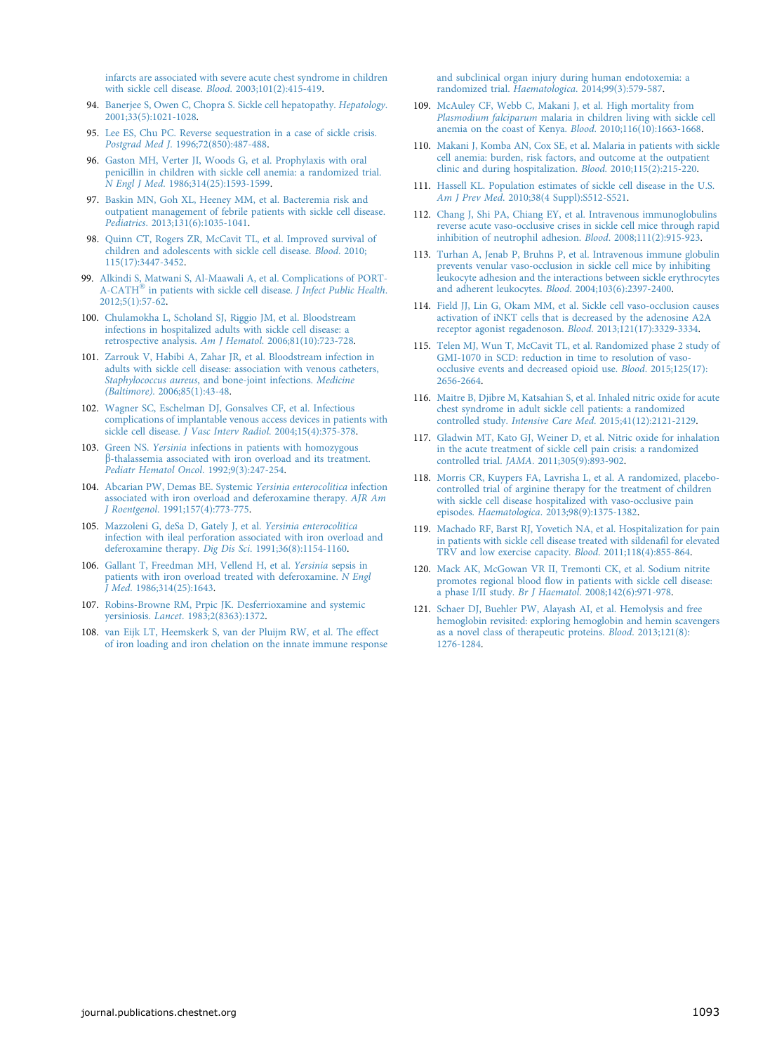infarcts are associated with severe acute chest syndrome in children with sickle cell disease. *Blood*. 2003;101(2):415-419.

94. Banerjee S, Owen C, Chopra S. Sickle cell hepatopathy. *Hepatology*. 2001;33(5):1021-1028.
95. Lee ES, Chu PC. Reverse sequestration in a case of sickle crisis. *Postgrad Med J*. 1996;72(850):487-488.
96. Gaston MH, Verter JI, Woods G, et al. Prophylaxis with oral penicillin in children with sickle cell anemia: a randomized trial. *N Engl J Med*. 1986;314(25):1593-1599.
97. Baskin MN, Goh XL, Heeney MM, et al. Bacteremia risk and outpatient management of febrile patients with sickle cell disease. *Pediatrics*. 2013;131(6):1035-1041.
98. Quinn CT, Rogers ZR, McCavit TL, et al. Improved survival of children and adolescents with sickle cell disease. *Blood*. 2010; 115(17):3447-3452.
99. Alkindi S, Matwani S, Al-Maawali A, et al. Complications of PORT-A-CATH® in patients with sickle cell disease. *J Infect Public Health*. 2012;5(1):57-62.
100. Chulamokha L, Scholand SJ, Riggio JM, et al. Bloodstream infections in hospitalized adults with sickle cell disease: a retrospective analysis. *Am J Hematol*. 2006;81(10):723-728.
101. Zarrouk V, Habibi A, Zahar JR, et al. Bloodstream infection in adults with sickle cell disease: association with venous catheters, *Staphylococcus aureus*, and bone-joint infections. *Medicine (Baltimore)*. 2006;85(1):43-48.
102. Wagner SC, Eschelman DJ, Gonsalves CF, et al. Infectious complications of implantable venous access devices in patients with sickle cell disease. *J Vasc Interv Radiol*. 2004;15(4):375-378.
103. Green NS. *Yersinia* infections in patients with homozygous β-thalassemia associated with iron overload and its treatment. *Pediatr Hematol Oncol*. 1992;9(3):247-254.
104. Abcarian PW, Demas BE. Systemic *Yersinia enterocolitica* infection associated with iron overload and deferoxamine therapy. *AJR Am J Roentgenol*. 1991;157(4):773-775.
105. Mazzoleni G, deSa D, Gately J, et al. *Yersinia enterocolitica* infection with ileal perforation associated with iron overload and deferoxamine therapy. *Dig Dis Sci*. 1991;36(8):1154-1160.
106. Gallant T, Freedman MH, Vellend H, et al. *Yersinia* sepsis in patients with iron overload treated with deferoxamine. *N Engl J Med*. 1986;314(25):1643.
107. Robins-Browne RM, Prpic JK. Desferrioxamine and systemic yersiniosis. *Lancet*. 1983;2(8363):1372.
108. van Eijk LT, Heemskerk S, van der Pluijm RW, et al. The effect of iron loading and iron chelation on the innate immune response and subclinical organ injury during human endotoxemia: a randomized trial. *Haematologica*. 2014;99(3):579-587.
109. McAuley CF, Webb C, Makani J, et al. High mortality from *Plasmodium falciparum* malaria in children living with sickle cell anemia on the coast of Kenya. *Blood*. 2010;116(10):1663-1668.
110. Makani J, Komba AN, Cox SE, et al. Malaria in patients with sickle cell anemia: burden, risk factors, and outcome at the outpatient clinic and during hospitalization. *Blood*. 2010;115(2):215-220.
111. Hassell KL. Population estimates of sickle cell disease in the U.S. *Am J Prev Med*. 2010;38(4 Suppl):S512-S521.
112. Chang J, Shi PA, Chiang EY, et al. Intravenous immunoglobulins reverse acute vaso-occlusive crises in sickle cell mice through rapid inhibition of neutrophil adhesion. *Blood*. 2008;111(2):915-923.
113. Turhan A, Jenab P, Bruhns P, et al. Intravenous immune globulin prevents venular vaso-occlusion in sickle cell mice by inhibiting leukocyte adhesion and the interactions between sickle erythrocytes and adherent leukocytes. *Blood*. 2004;103(6):2397-2400.
114. Field JJ, Lin G, Okam MM, et al. Sickle cell vaso-occlusion causes activation of iNKT cells that is decreased by the adenosine A2A receptor agonist regadenoson. *Blood*. 2013;121(17):3329-3334.
115. Telen MJ, Wun T, McCavit TL, et al. Randomized phase 2 study of GMI-1070 in SCD: reduction in time to resolution of vaso-occlusive events and decreased opioid use. *Blood*. 2015;125(17): 2656-2664.
116. Maitre B, Djibre M, Katsahian S, et al. Inhaled nitric oxide for acute chest syndrome in adult sickle cell patients: a randomized controlled study. *Intensive Care Med*. 2015;41(12):2121-2129.
117. Gladwin MT, Kato GJ, Weiner D, et al. Nitric oxide for inhalation in the acute treatment of sickle cell pain crisis: a randomized controlled trial. *JAMA*. 2011;305(9):893-902.
118. Morris CR, Kuypers FA, Lavrisha L, et al. A randomized, placebo-controlled trial of arginine therapy for the treatment of children with sickle cell disease hospitalized with vaso-occlusive pain episodes. *Haematologica*. 2013;98(9):1375-1382.
119. Machado RF, Barst RJ, Yovetich NA, et al. Hospitalization for pain in patients with sickle cell disease treated with sildenafil for elevated TRV and low exercise capacity. *Blood*. 2011;118(4):855-864.
120. Mack AK, McGowan VR II, Tremonti CK, et al. Sodium nitrite promotes regional blood flow in patients with sickle cell disease: a phase I/II study. *Br J Haematol*. 2008;142(6):971-978.
121. Schaer DJ, Buehler PW, Alayash AI, et al. Hemolysis and free hemoglobin revisited: exploring hemoglobin and hemin scavengers as a novel class of therapeutic proteins. *Blood*. 2013;121(8): 1276-1284.